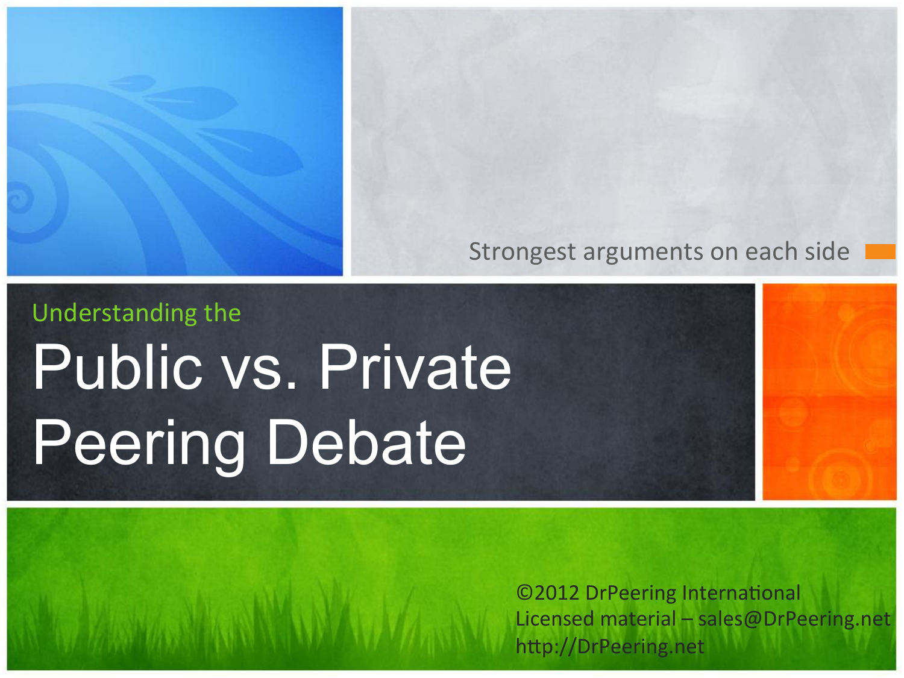Strongest arguments on each side

Understanding the

# Public vs. Private Peering Debate

©2012 DrPeering International
Licensed material – sales@DrPeering.net
http://DrPeering.net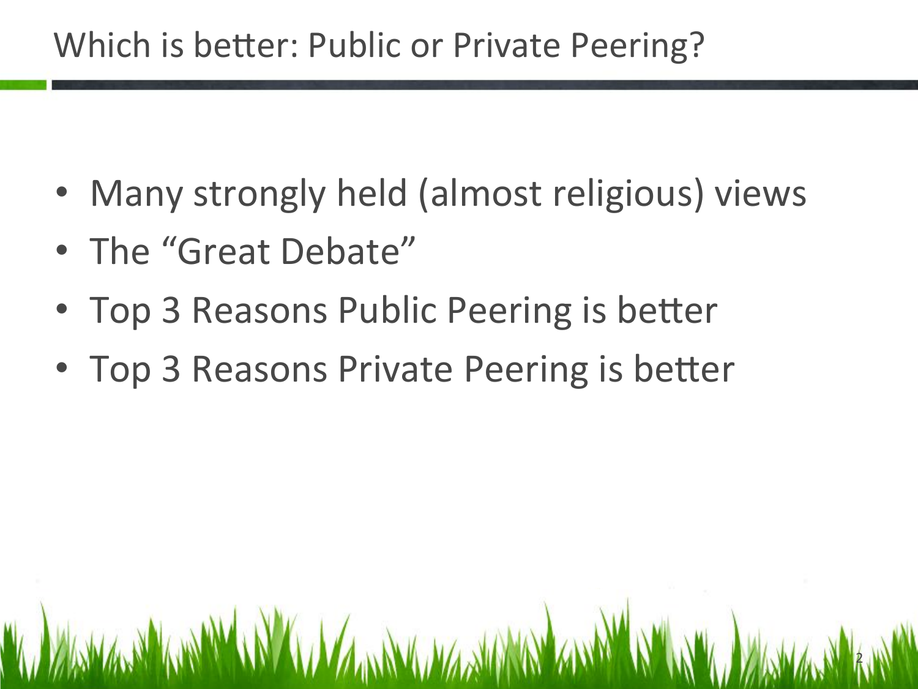# Which is better: Public or Private Peering?

- Many strongly held (almost religious) views
- The "Great Debate"
- Top 3 Reasons Public Peering is better
- Top 3 Reasons Private Peering is better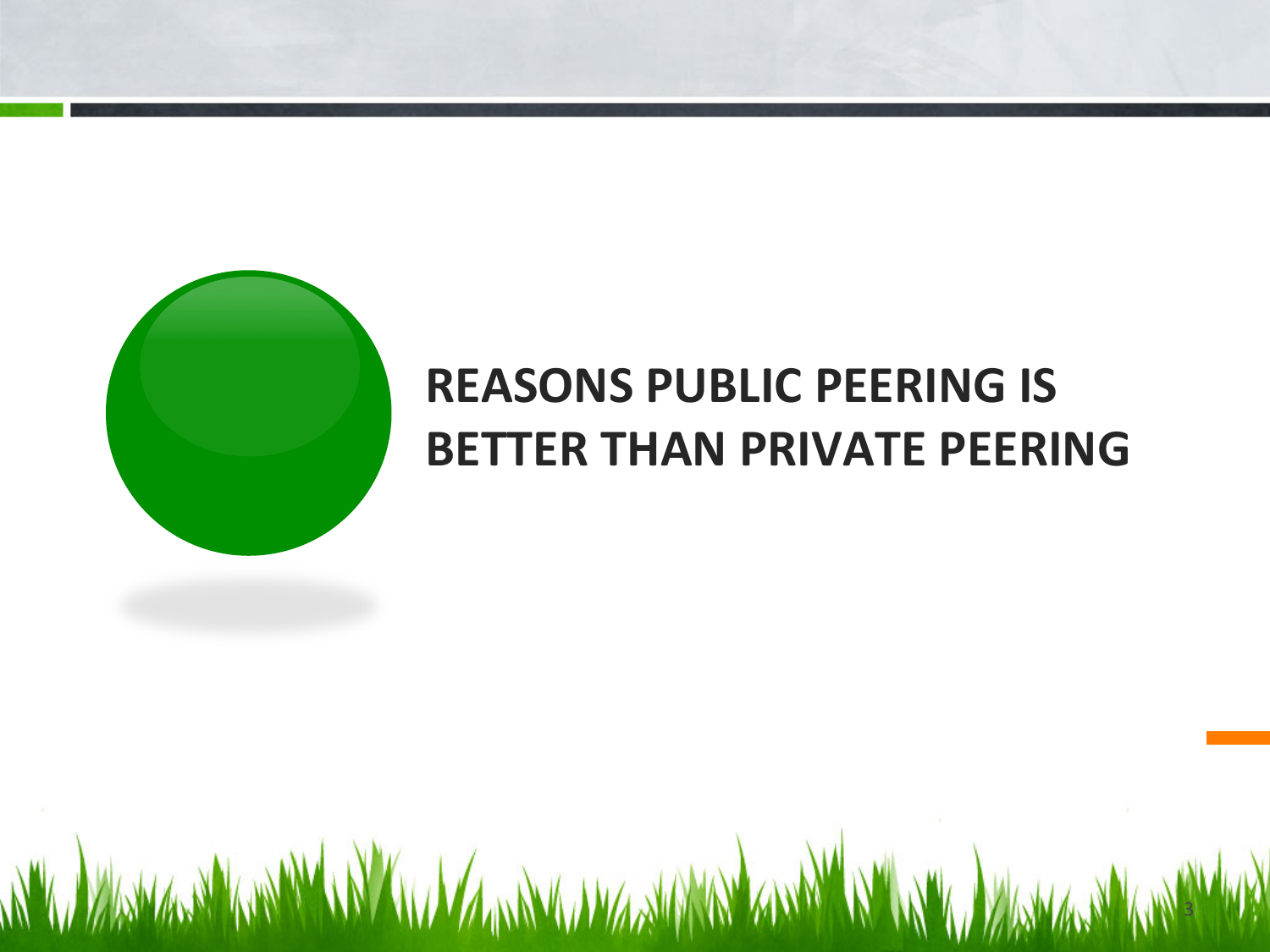# REASONS PUBLIC PEERING IS BETTER THAN PRIVATE PEERING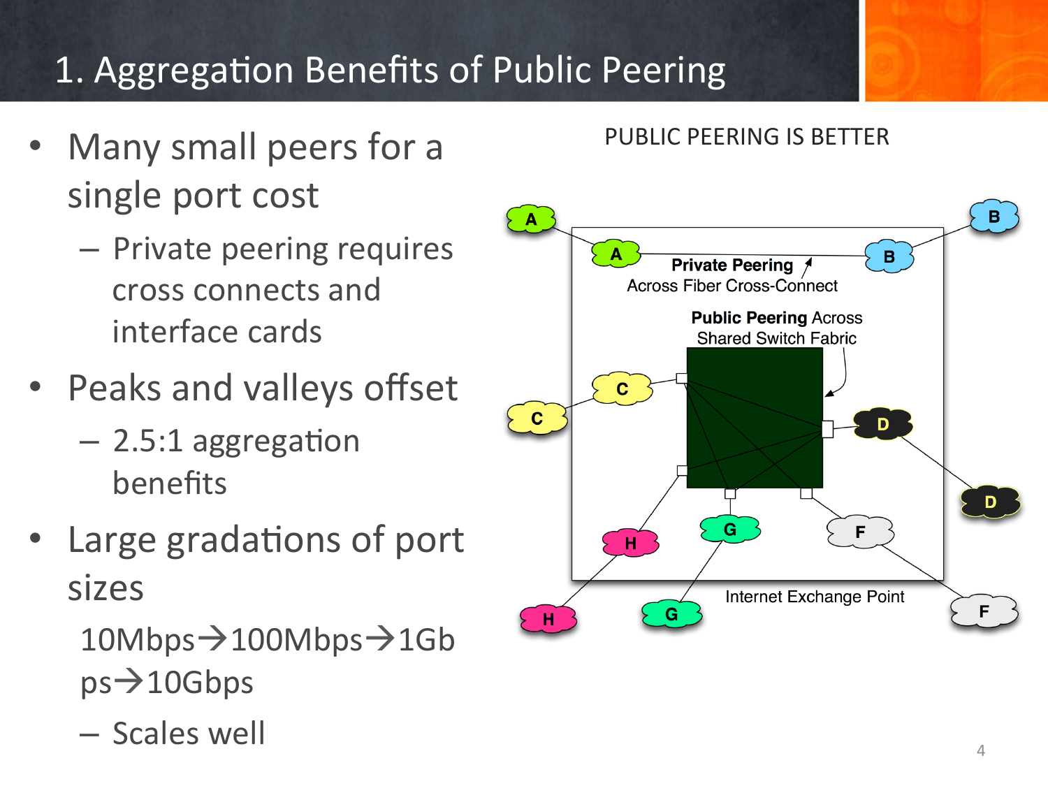# 1. Aggregation Benefits of Public Peering

- Many small peers for a single port cost
  - Private peering requires cross connects and interface cards
- Peaks and valleys offset
  - 2.5:1 aggregation benefits
- Large gradations of port sizes

  10Mbps→100Mbps→1Gbps→10Gbps
  - Scales well

PUBLIC PEERING IS BETTER

**Private Peering** Across Fiber Cross-Connect

**Public Peering** Across Shared Switch Fabric

Internet Exchange Point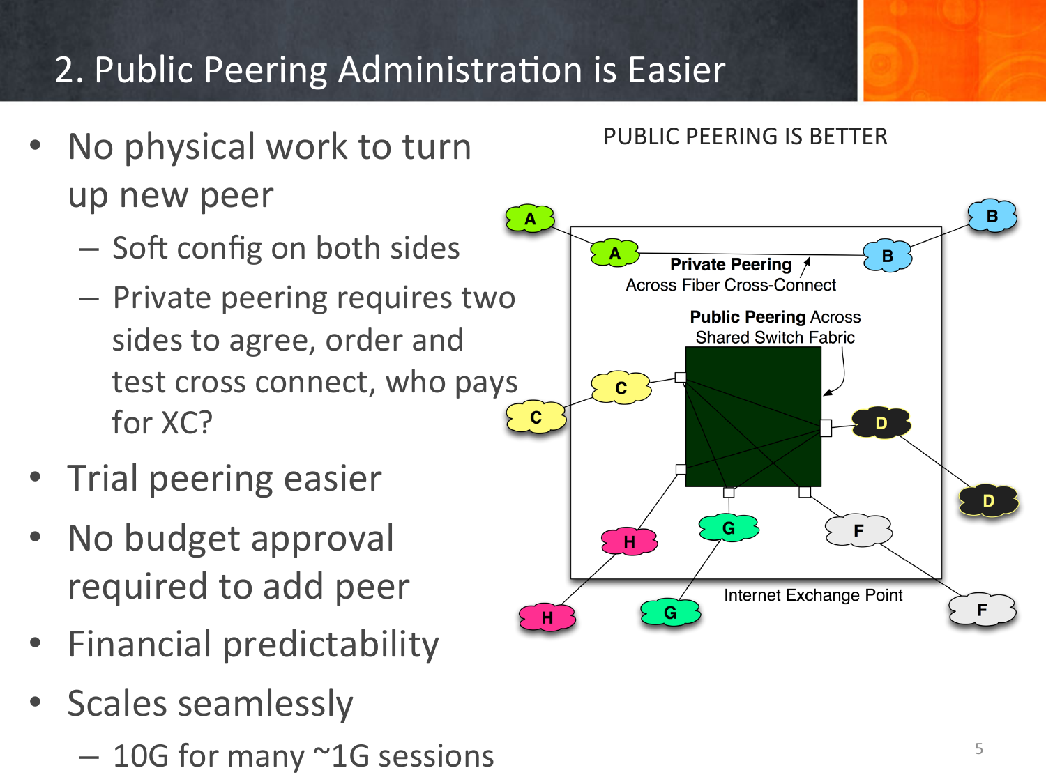# 2. Public Peering Administration is Easier

- No physical work to turn up new peer
  - Soft config on both sides
  - Private peering requires two sides to agree, order and test cross connect, who pays for XC?
- Trial peering easier
- No budget approval required to add peer
- Financial predictability
- Scales seamlessly
  - 10G for many ~1G sessions

PUBLIC PEERING IS BETTER

**Private Peering** Across Fiber Cross-Connect

**Public Peering** Across Shared Switch Fabric

Internet Exchange Point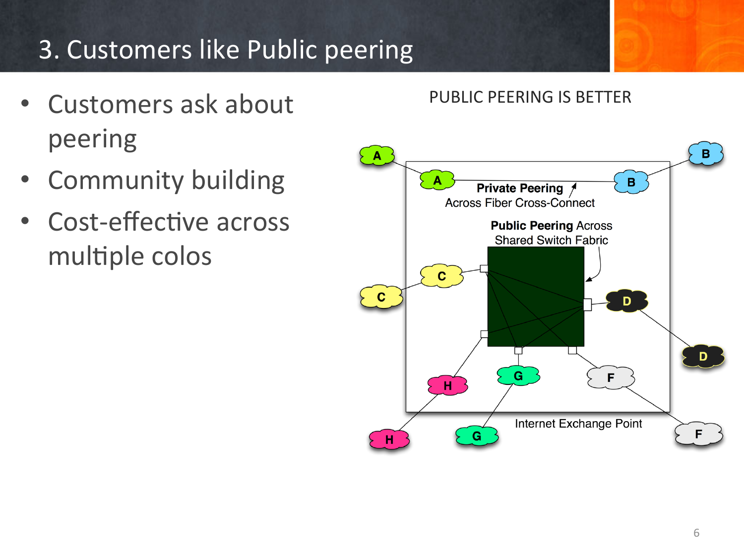# 3. Customers like Public peering

- Customers ask about peering
- Community building
- Cost-effective across multiple colos

PUBLIC PEERING IS BETTER

**Private Peering** Across Fiber Cross-Connect

**Public Peering** Across Shared Switch Fabric

Internet Exchange Point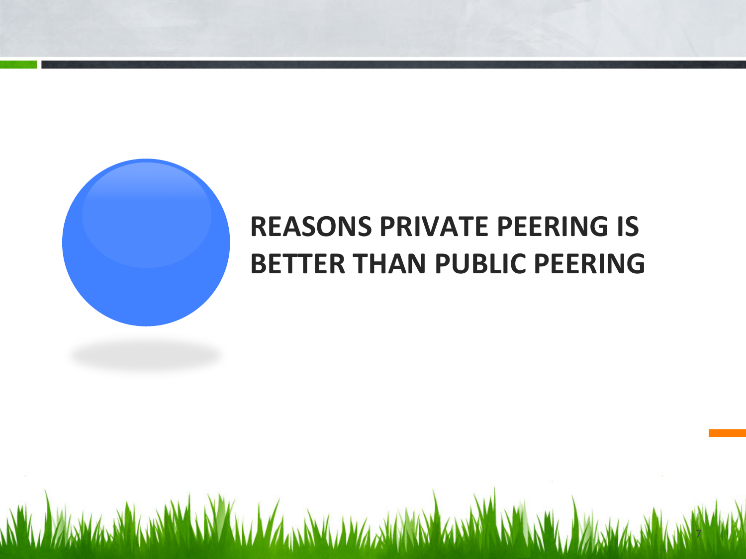# REASONS PRIVATE PEERING IS BETTER THAN PUBLIC PEERING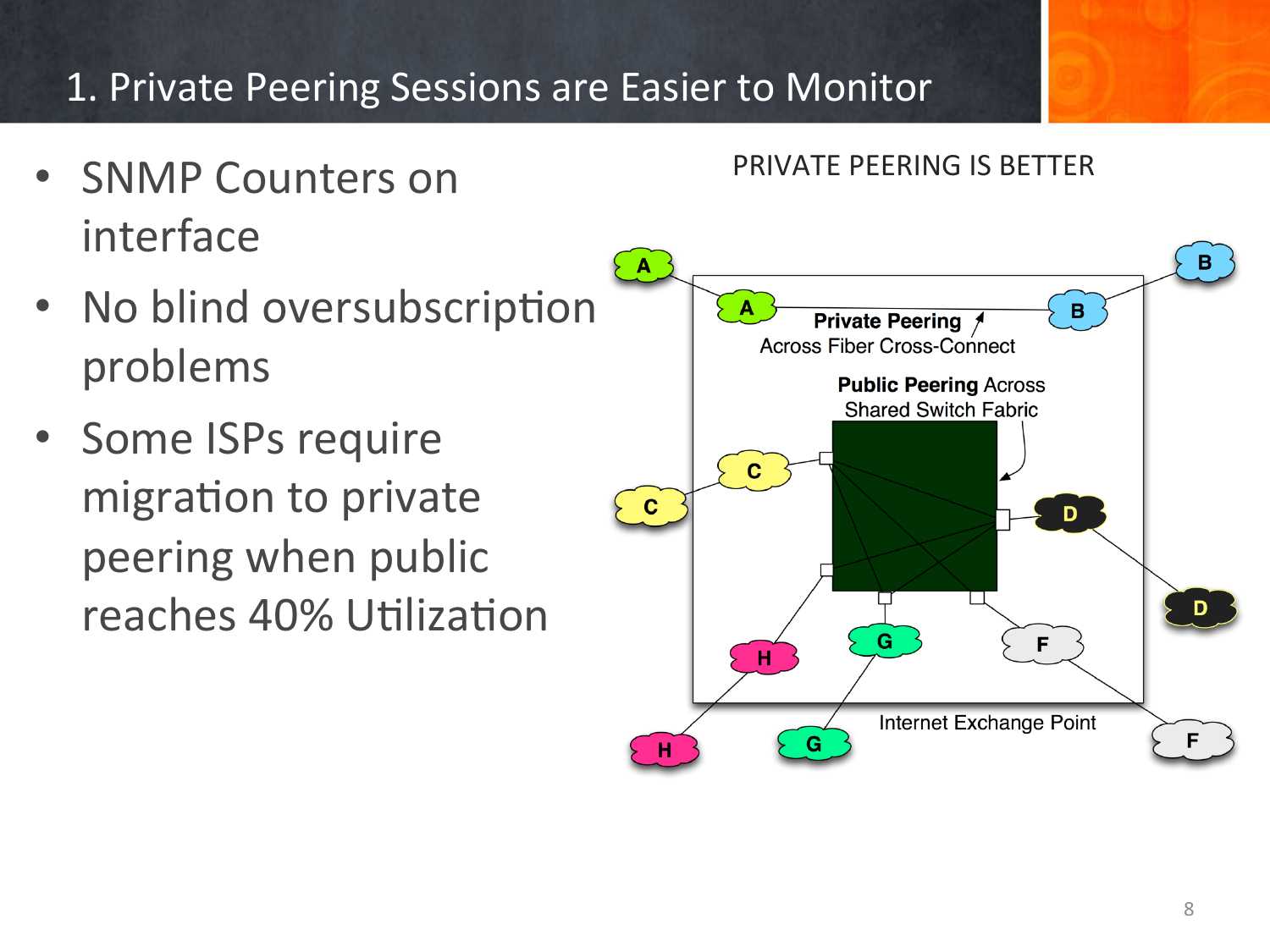# 1. Private Peering Sessions are Easier to Monitor

- SNMP Counters on interface
- No blind oversubscription problems
- Some ISPs require migration to private peering when public reaches 40% Utilization

PRIVATE PEERING IS BETTER

**Private Peering** Across Fiber Cross-Connect

**Public Peering** Across Shared Switch Fabric

Internet Exchange Point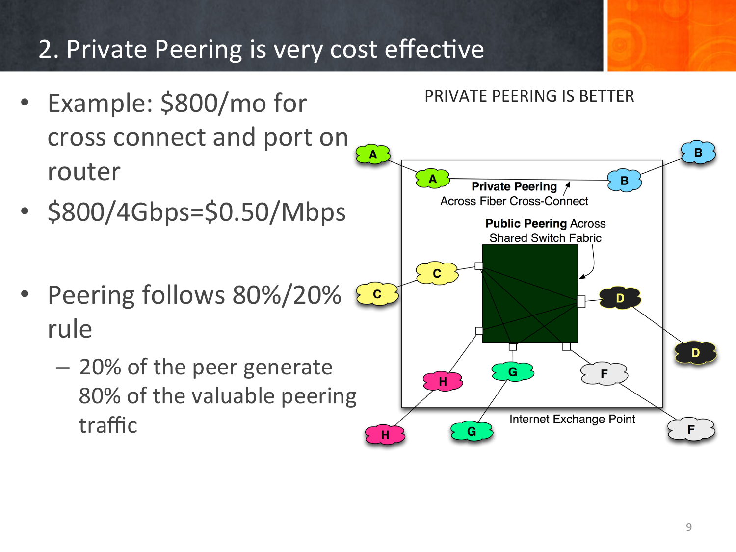# 2. Private Peering is very cost effective

- Example: $800/mo for cross connect and port on router
- $800/4Gbps=$0.50/Mbps
- Peering follows 80%/20% rule
  - 20% of the peer generate 80% of the valuable peering traffic

PRIVATE PEERING IS BETTER

**Private Peering** Across Fiber Cross-Connect

**Public Peering** Across Shared Switch Fabric

Internet Exchange Point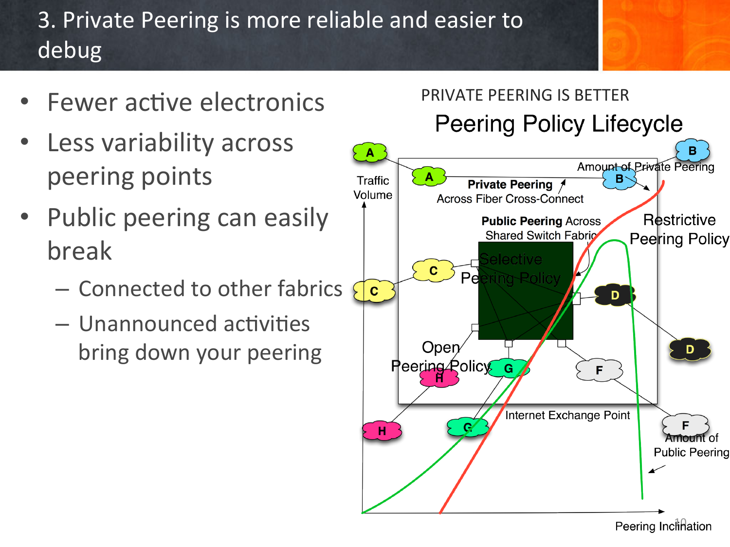# 3. Private Peering is more reliable and easier to debug

- Fewer active electronics
- Less variability across peering points
- Public peering can easily break
  - Connected to other fabrics
  - Unannounced activities bring down your peering

PRIVATE PEERING IS BETTER

Peering Policy Lifecycle

Traffic Volume

Amount of Private Peering

Private Peering Across Fiber Cross-Connect

Public Peering Across Shared Switch Fabric

Restrictive Peering Policy

Selective Peering Policy

Open Peering Policy

Internet Exchange Point

Amount of Public Peering

Peering Inclination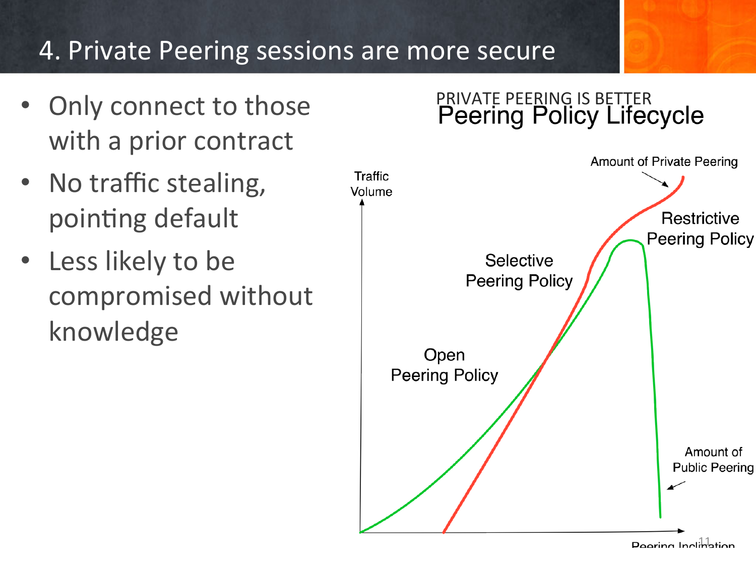# 4. Private Peering sessions are more secure

- Only connect to those with a prior contract
- No traffic stealing, pointing default
- Less likely to be compromised without knowledge

PRIVATE PEERING IS BETTER

## Peering Policy Lifecycle

Traffic Volume

Amount of Private Peering

Restrictive Peering Policy

Selective Peering Policy

Open Peering Policy

Amount of Public Peering

Peering Inclination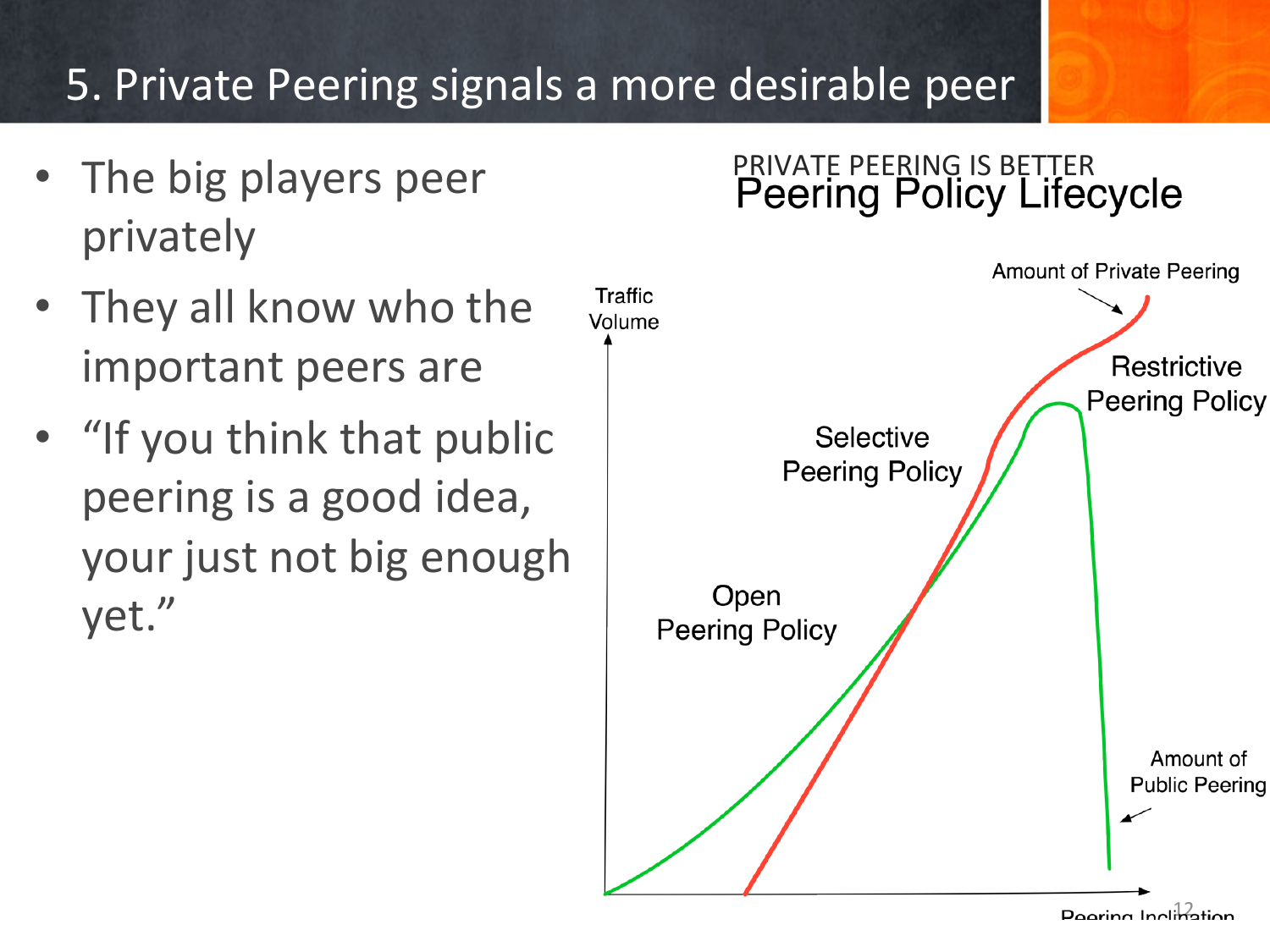# 5. Private Peering signals a more desirable peer

- The big players peer privately
- They all know who the important peers are
- "If you think that public peering is a good idea, your just not big enough yet."

PRIVATE PEERING IS BETTER

Peering Policy Lifecycle

Traffic Volume

Amount of Private Peering

Restrictive Peering Policy

Selective Peering Policy

Open Peering Policy

Amount of Public Peering

Peering Inclination